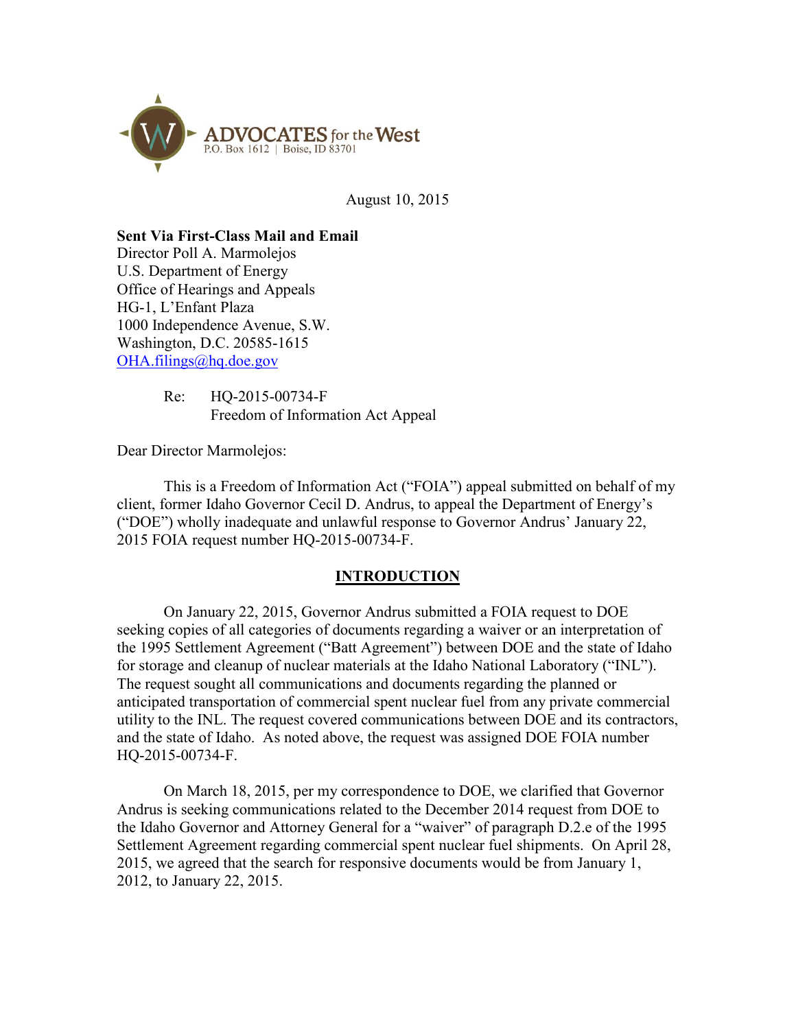ADVOCATES for the West
P.O. Box 1612 | Boise, ID 83701

August 10, 2015

**Sent Via First-Class Mail and Email**
Director Poll A. Marmolejos
U.S. Department of Energy
Office of Hearings and Appeals
HG-1, L'Enfant Plaza
1000 Independence Avenue, S.W.
Washington, D.C. 20585-1615
OHA.filings@hq.doe.gov

Re: HQ-2015-00734-F
Freedom of Information Act Appeal

Dear Director Marmolejos:

This is a Freedom of Information Act ("FOIA") appeal submitted on behalf of my client, former Idaho Governor Cecil D. Andrus, to appeal the Department of Energy's ("DOE") wholly inadequate and unlawful response to Governor Andrus' January 22, 2015 FOIA request number HQ-2015-00734-F.

## INTRODUCTION

On January 22, 2015, Governor Andrus submitted a FOIA request to DOE seeking copies of all categories of documents regarding a waiver or an interpretation of the 1995 Settlement Agreement ("Batt Agreement") between DOE and the state of Idaho for storage and cleanup of nuclear materials at the Idaho National Laboratory ("INL"). The request sought all communications and documents regarding the planned or anticipated transportation of commercial spent nuclear fuel from any private commercial utility to the INL. The request covered communications between DOE and its contractors, and the state of Idaho. As noted above, the request was assigned DOE FOIA number HQ-2015-00734-F.

On March 18, 2015, per my correspondence to DOE, we clarified that Governor Andrus is seeking communications related to the December 2014 request from DOE to the Idaho Governor and Attorney General for a "waiver" of paragraph D.2.e of the 1995 Settlement Agreement regarding commercial spent nuclear fuel shipments. On April 28, 2015, we agreed that the search for responsive documents would be from January 1, 2012, to January 22, 2015.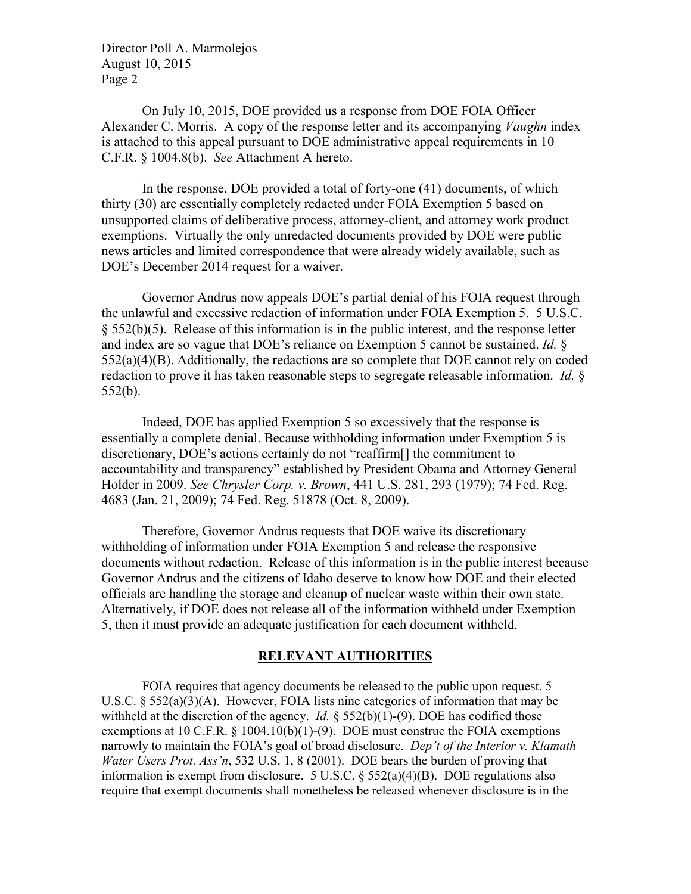On July 10, 2015, DOE provided us a response from DOE FOIA Officer Alexander C. Morris. A copy of the response letter and its accompanying *Vaughn* index is attached to this appeal pursuant to DOE administrative appeal requirements in 10 C.F.R. § 1004.8(b). *See* Attachment A hereto.

In the response, DOE provided a total of forty-one (41) documents, of which thirty (30) are essentially completely redacted under FOIA Exemption 5 based on unsupported claims of deliberative process, attorney-client, and attorney work product exemptions. Virtually the only unredacted documents provided by DOE were public news articles and limited correspondence that were already widely available, such as DOE's December 2014 request for a waiver.

Governor Andrus now appeals DOE's partial denial of his FOIA request through the unlawful and excessive redaction of information under FOIA Exemption 5. 5 U.S.C. § 552(b)(5). Release of this information is in the public interest, and the response letter and index are so vague that DOE's reliance on Exemption 5 cannot be sustained. *Id.* § 552(a)(4)(B). Additionally, the redactions are so complete that DOE cannot rely on coded redaction to prove it has taken reasonable steps to segregate releasable information. *Id.* § 552(b).

Indeed, DOE has applied Exemption 5 so excessively that the response is essentially a complete denial. Because withholding information under Exemption 5 is discretionary, DOE's actions certainly do not "reaffirm[] the commitment to accountability and transparency" established by President Obama and Attorney General Holder in 2009. *See Chrysler Corp. v. Brown*, 441 U.S. 281, 293 (1979); 74 Fed. Reg. 4683 (Jan. 21, 2009); 74 Fed. Reg. 51878 (Oct. 8, 2009).

Therefore, Governor Andrus requests that DOE waive its discretionary withholding of information under FOIA Exemption 5 and release the responsive documents without redaction. Release of this information is in the public interest because Governor Andrus and the citizens of Idaho deserve to know how DOE and their elected officials are handling the storage and cleanup of nuclear waste within their own state. Alternatively, if DOE does not release all of the information withheld under Exemption 5, then it must provide an adequate justification for each document withheld.

## RELEVANT AUTHORITIES

FOIA requires that agency documents be released to the public upon request. 5 U.S.C. § 552(a)(3)(A). However, FOIA lists nine categories of information that may be withheld at the discretion of the agency. *Id.* § 552(b)(1)-(9). DOE has codified those exemptions at 10 C.F.R. § 1004.10(b)(1)-(9). DOE must construe the FOIA exemptions narrowly to maintain the FOIA's goal of broad disclosure. *Dep't of the Interior v. Klamath Water Users Prot. Ass'n*, 532 U.S. 1, 8 (2001). DOE bears the burden of proving that information is exempt from disclosure. 5 U.S.C. § 552(a)(4)(B). DOE regulations also require that exempt documents shall nonetheless be released whenever disclosure is in the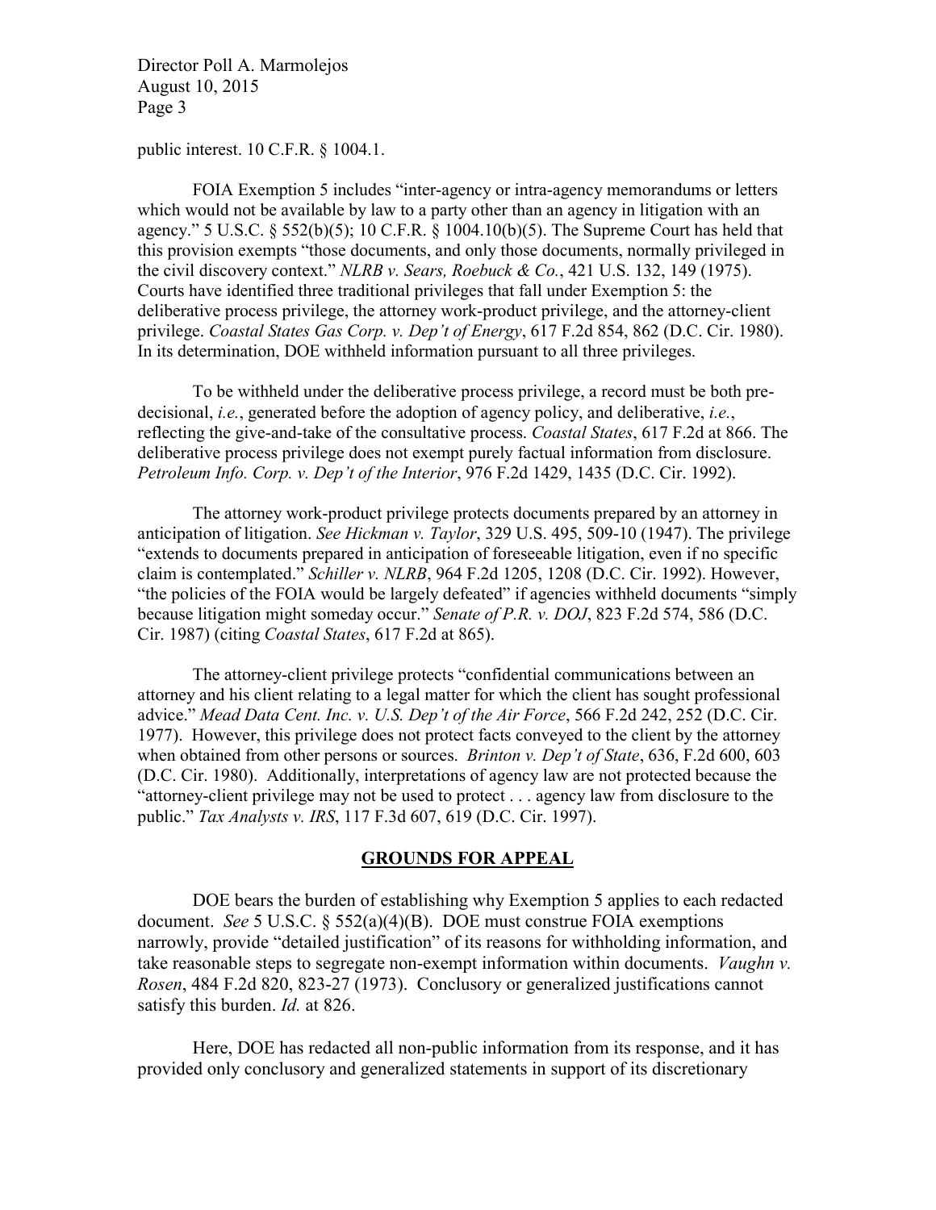public interest. 10 C.F.R. § 1004.1.

FOIA Exemption 5 includes "inter-agency or intra-agency memorandums or letters which would not be available by law to a party other than an agency in litigation with an agency." 5 U.S.C. § 552(b)(5); 10 C.F.R. § 1004.10(b)(5). The Supreme Court has held that this provision exempts "those documents, and only those documents, normally privileged in the civil discovery context." *NLRB v. Sears, Roebuck & Co.*, 421 U.S. 132, 149 (1975). Courts have identified three traditional privileges that fall under Exemption 5: the deliberative process privilege, the attorney work-product privilege, and the attorney-client privilege. *Coastal States Gas Corp. v. Dep't of Energy*, 617 F.2d 854, 862 (D.C. Cir. 1980). In its determination, DOE withheld information pursuant to all three privileges.

To be withheld under the deliberative process privilege, a record must be both pre-decisional, *i.e.*, generated before the adoption of agency policy, and deliberative, *i.e.*, reflecting the give-and-take of the consultative process. *Coastal States*, 617 F.2d at 866. The deliberative process privilege does not exempt purely factual information from disclosure. *Petroleum Info. Corp. v. Dep't of the Interior*, 976 F.2d 1429, 1435 (D.C. Cir. 1992).

The attorney work-product privilege protects documents prepared by an attorney in anticipation of litigation. *See Hickman v. Taylor*, 329 U.S. 495, 509-10 (1947). The privilege "extends to documents prepared in anticipation of foreseeable litigation, even if no specific claim is contemplated." *Schiller v. NLRB*, 964 F.2d 1205, 1208 (D.C. Cir. 1992). However, "the policies of the FOIA would be largely defeated" if agencies withheld documents "simply because litigation might someday occur." *Senate of P.R. v. DOJ*, 823 F.2d 574, 586 (D.C. Cir. 1987) (citing *Coastal States*, 617 F.2d at 865).

The attorney-client privilege protects "confidential communications between an attorney and his client relating to a legal matter for which the client has sought professional advice." *Mead Data Cent. Inc. v. U.S. Dep't of the Air Force*, 566 F.2d 242, 252 (D.C. Cir. 1977). However, this privilege does not protect facts conveyed to the client by the attorney when obtained from other persons or sources. *Brinton v. Dep't of State*, 636, F.2d 600, 603 (D.C. Cir. 1980). Additionally, interpretations of agency law are not protected because the "attorney-client privilege may not be used to protect . . . agency law from disclosure to the public." *Tax Analysts v. IRS*, 117 F.3d 607, 619 (D.C. Cir. 1997).

## GROUNDS FOR APPEAL

DOE bears the burden of establishing why Exemption 5 applies to each redacted document. *See* 5 U.S.C. § 552(a)(4)(B). DOE must construe FOIA exemptions narrowly, provide "detailed justification" of its reasons for withholding information, and take reasonable steps to segregate non-exempt information within documents. *Vaughn v. Rosen*, 484 F.2d 820, 823-27 (1973). Conclusory or generalized justifications cannot satisfy this burden. *Id.* at 826.

Here, DOE has redacted all non-public information from its response, and it has provided only conclusory and generalized statements in support of its discretionary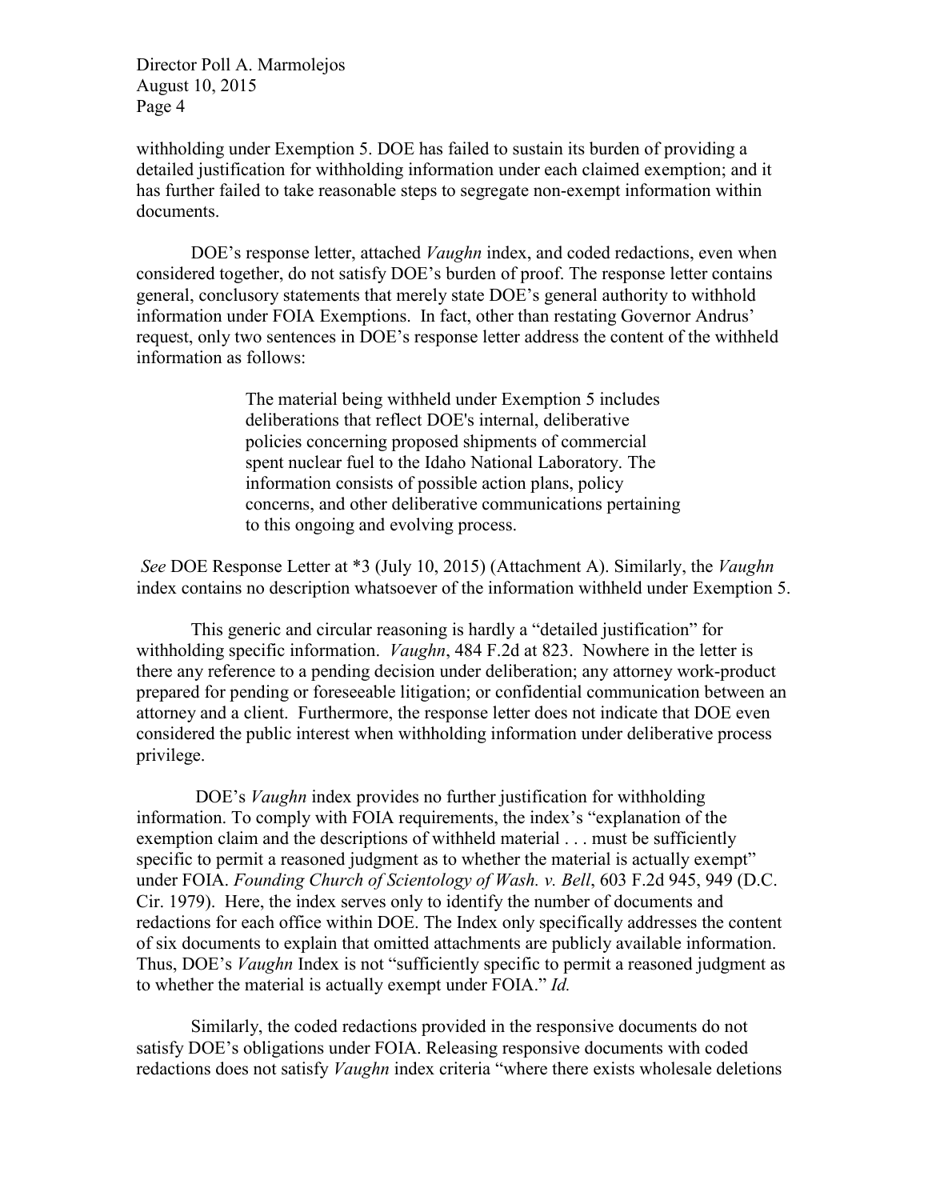withholding under Exemption 5. DOE has failed to sustain its burden of providing a detailed justification for withholding information under each claimed exemption; and it has further failed to take reasonable steps to segregate non-exempt information within documents.

DOE's response letter, attached *Vaughn* index, and coded redactions, even when considered together, do not satisfy DOE's burden of proof. The response letter contains general, conclusory statements that merely state DOE's general authority to withhold information under FOIA Exemptions. In fact, other than restating Governor Andrus' request, only two sentences in DOE's response letter address the content of the withheld information as follows:

> The material being withheld under Exemption 5 includes deliberations that reflect DOE's internal, deliberative policies concerning proposed shipments of commercial spent nuclear fuel to the Idaho National Laboratory. The information consists of possible action plans, policy concerns, and other deliberative communications pertaining to this ongoing and evolving process.

*See* DOE Response Letter at *3 (July 10, 2015) (Attachment A). Similarly, the *Vaughn* index contains no description whatsoever of the information withheld under Exemption 5.

This generic and circular reasoning is hardly a "detailed justification" for withholding specific information. *Vaughn*, 484 F.2d at 823. Nowhere in the letter is there any reference to a pending decision under deliberation; any attorney work-product prepared for pending or foreseeable litigation; or confidential communication between an attorney and a client. Furthermore, the response letter does not indicate that DOE even considered the public interest when withholding information under deliberative process privilege.

DOE's *Vaughn* index provides no further justification for withholding information. To comply with FOIA requirements, the index's "explanation of the exemption claim and the descriptions of withheld material . . . must be sufficiently specific to permit a reasoned judgment as to whether the material is actually exempt" under FOIA. *Founding Church of Scientology of Wash. v. Bell*, 603 F.2d 945, 949 (D.C. Cir. 1979). Here, the index serves only to identify the number of documents and redactions for each office within DOE. The Index only specifically addresses the content of six documents to explain that omitted attachments are publicly available information. Thus, DOE's *Vaughn* Index is not "sufficiently specific to permit a reasoned judgment as to whether the material is actually exempt under FOIA." *Id.*

Similarly, the coded redactions provided in the responsive documents do not satisfy DOE's obligations under FOIA. Releasing responsive documents with coded redactions does not satisfy *Vaughn* index criteria "where there exists wholesale deletions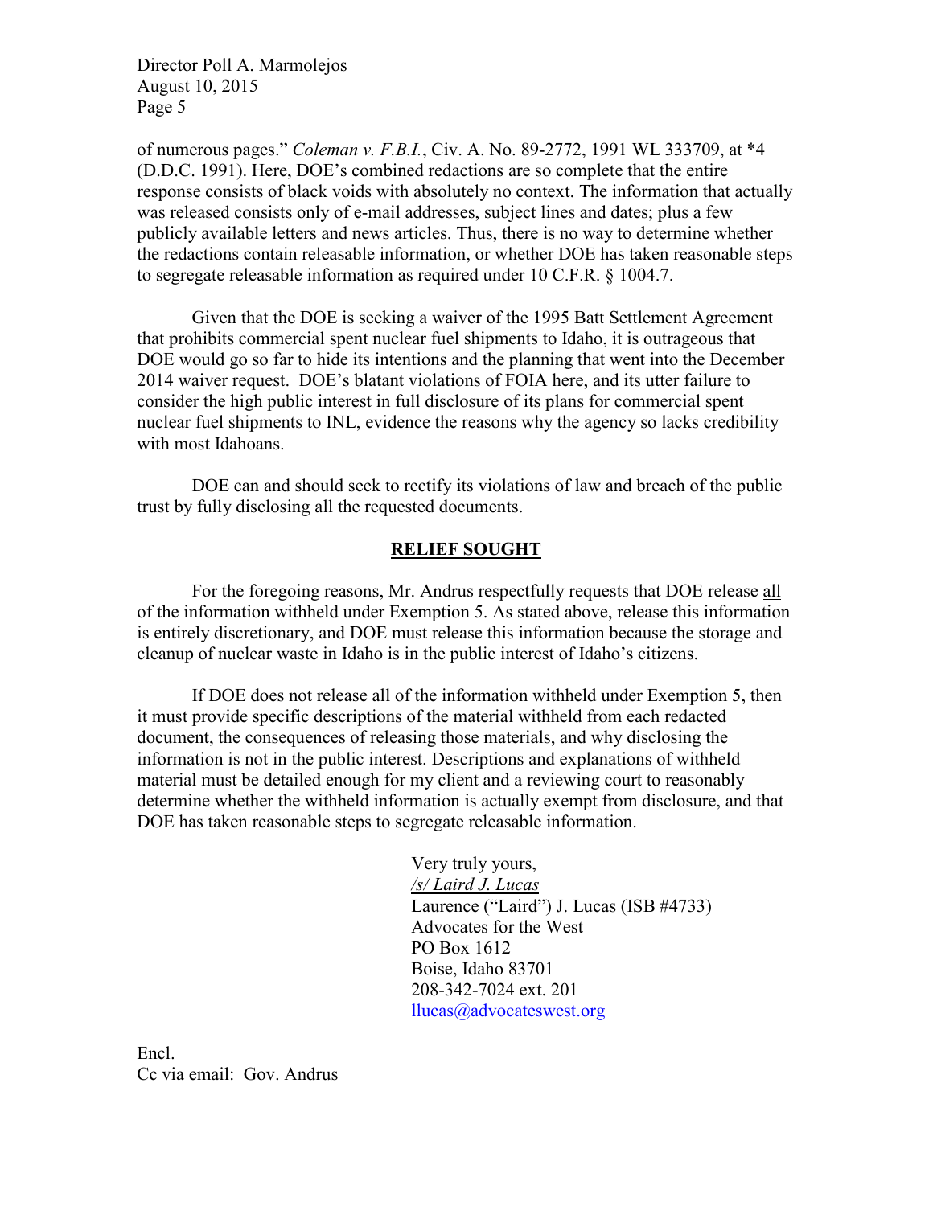of numerous pages." *Coleman v. F.B.I.*, Civ. A. No. 89-2772, 1991 WL 333709, at *4 (D.D.C. 1991). Here, DOE's combined redactions are so complete that the entire response consists of black voids with absolutely no context. The information that actually was released consists only of e-mail addresses, subject lines and dates; plus a few publicly available letters and news articles. Thus, there is no way to determine whether the redactions contain releasable information, or whether DOE has taken reasonable steps to segregate releasable information as required under 10 C.F.R. § 1004.7.

Given that the DOE is seeking a waiver of the 1995 Batt Settlement Agreement that prohibits commercial spent nuclear fuel shipments to Idaho, it is outrageous that DOE would go so far to hide its intentions and the planning that went into the December 2014 waiver request. DOE's blatant violations of FOIA here, and its utter failure to consider the high public interest in full disclosure of its plans for commercial spent nuclear fuel shipments to INL, evidence the reasons why the agency so lacks credibility with most Idahoans.

DOE can and should seek to rectify its violations of law and breach of the public trust by fully disclosing all the requested documents.

## RELIEF SOUGHT

For the foregoing reasons, Mr. Andrus respectfully requests that DOE release all of the information withheld under Exemption 5. As stated above, release this information is entirely discretionary, and DOE must release this information because the storage and cleanup of nuclear waste in Idaho is in the public interest of Idaho's citizens.

If DOE does not release all of the information withheld under Exemption 5, then it must provide specific descriptions of the material withheld from each redacted document, the consequences of releasing those materials, and why disclosing the information is not in the public interest. Descriptions and explanations of withheld material must be detailed enough for my client and a reviewing court to reasonably determine whether the withheld information is actually exempt from disclosure, and that DOE has taken reasonable steps to segregate releasable information.

Very truly yours,
*/s/ Laird J. Lucas*
Laurence ("Laird") J. Lucas (ISB #4733)
Advocates for the West
PO Box 1612
Boise, Idaho 83701
208-342-7024 ext. 201
llucas@advocateswest.org

Encl.
Cc via email: Gov. Andrus